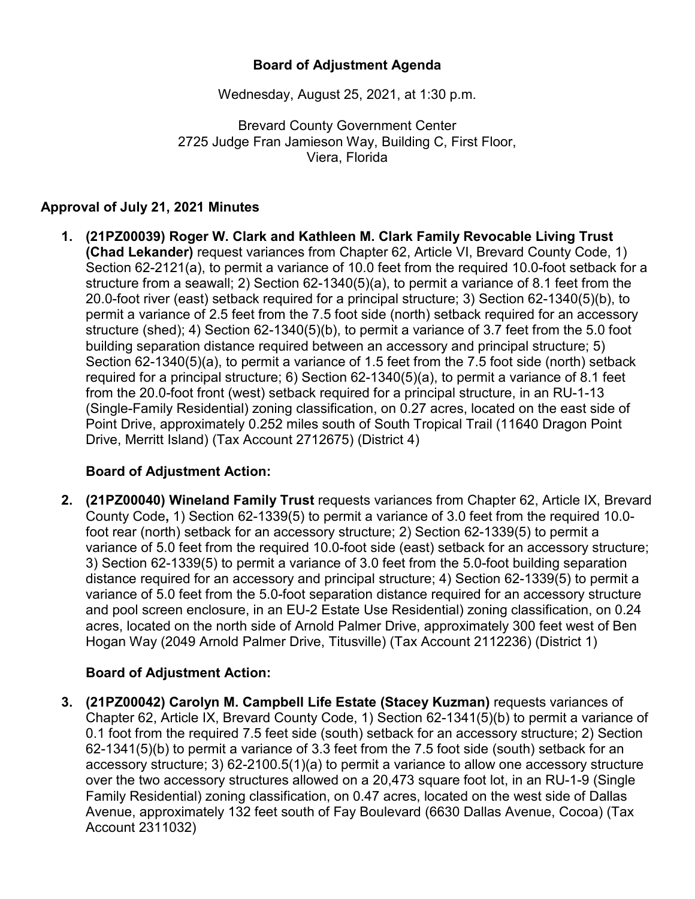**Board of Adjustment Agenda**

Wednesday, August 25, 2021, at 1:30 p.m.

Brevard County Government Center
2725 Judge Fran Jamieson Way, Building C, First Floor,
Viera, Florida

**Approval of July 21, 2021 Minutes**

1. **(21PZ00039) Roger W. Clark and Kathleen M. Clark Family Revocable Living Trust (Chad Lekander)** request variances from Chapter 62, Article VI, Brevard County Code, 1) Section 62-2121(a), to permit a variance of 10.0 feet from the required 10.0-foot setback for a structure from a seawall; 2) Section 62-1340(5)(a), to permit a variance of 8.1 feet from the 20.0-foot river (east) setback required for a principal structure; 3) Section 62-1340(5)(b), to permit a variance of 2.5 feet from the 7.5 foot side (north) setback required for an accessory structure (shed); 4) Section 62-1340(5)(b), to permit a variance of 3.7 feet from the 5.0 foot building separation distance required between an accessory and principal structure; 5) Section 62-1340(5)(a), to permit a variance of 1.5 feet from the 7.5 foot side (north) setback required for a principal structure; 6) Section 62-1340(5)(a), to permit a variance of 8.1 feet from the 20.0-foot front (west) setback required for a principal structure, in an RU-1-13 (Single-Family Residential) zoning classification, on 0.27 acres, located on the east side of Point Drive, approximately 0.252 miles south of South Tropical Trail (11640 Dragon Point Drive, Merritt Island) (Tax Account 2712675) (District 4)

   **Board of Adjustment Action:**

2. **(21PZ00040) Wineland Family Trust** requests variances from Chapter 62, Article IX, Brevard County Code**,** 1) Section 62-1339(5) to permit a variance of 3.0 feet from the required 10.0-foot rear (north) setback for an accessory structure; 2) Section 62-1339(5) to permit a variance of 5.0 feet from the required 10.0-foot side (east) setback for an accessory structure; 3) Section 62-1339(5) to permit a variance of 3.0 feet from the 5.0-foot building separation distance required for an accessory and principal structure; 4) Section 62-1339(5) to permit a variance of 5.0 feet from the 5.0-foot separation distance required for an accessory structure and pool screen enclosure, in an EU-2 Estate Use Residential) zoning classification, on 0.24 acres, located on the north side of Arnold Palmer Drive, approximately 300 feet west of Ben Hogan Way (2049 Arnold Palmer Drive, Titusville) (Tax Account 2112236) (District 1)

   **Board of Adjustment Action:**

3. **(21PZ00042) Carolyn M. Campbell Life Estate (Stacey Kuzman)** requests variances of Chapter 62, Article IX, Brevard County Code, 1) Section 62-1341(5)(b) to permit a variance of 0.1 foot from the required 7.5 feet side (south) setback for an accessory structure; 2) Section 62-1341(5)(b) to permit a variance of 3.3 feet from the 7.5 foot side (south) setback for an accessory structure; 3) 62-2100.5(1)(a) to permit a variance to allow one accessory structure over the two accessory structures allowed on a 20,473 square foot lot, in an RU-1-9 (Single Family Residential) zoning classification, on 0.47 acres, located on the west side of Dallas Avenue, approximately 132 feet south of Fay Boulevard (6630 Dallas Avenue, Cocoa) (Tax Account 2311032)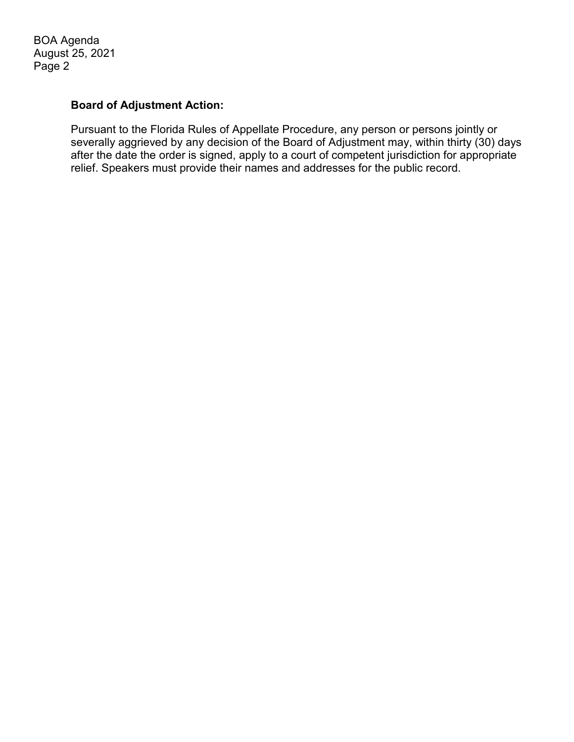**Board of Adjustment Action:**

Pursuant to the Florida Rules of Appellate Procedure, any person or persons jointly or severally aggrieved by any decision of the Board of Adjustment may, within thirty (30) days after the date the order is signed, apply to a court of competent jurisdiction for appropriate relief. Speakers must provide their names and addresses for the public record.